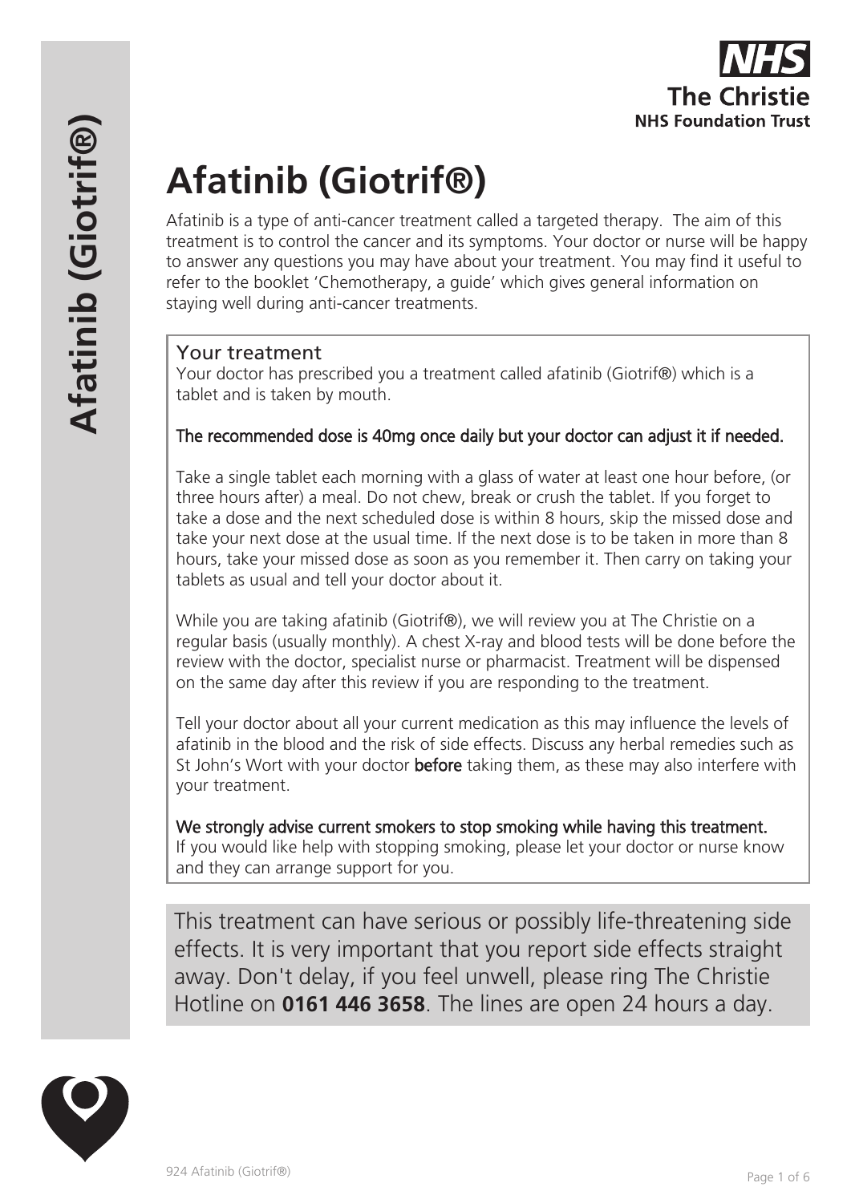# Afatinib (Giotrif®)

Afatinib is a type of anti-cancer treatment called a targeted therapy. The aim of this treatment is to control the cancer and its symptoms. Your doctor or nurse will be happy to answer any questions you may have about your treatment. You may find it useful to refer to the booklet 'Chemotherapy, a guide' which gives general information on staying well during anti-cancer treatments.

## Your treatment

Your doctor has prescribed you a treatment called afatinib (Giotrif®) which is a tablet and is taken by mouth.

The recommended dose is 40mg once daily but your doctor can adjust it if needed.

Take a single tablet each morning with a glass of water at least one hour before, (or three hours after) a meal. Do not chew, break or crush the tablet. If you forget to take a dose and the next scheduled dose is within 8 hours, skip the missed dose and take your next dose at the usual time. If the next dose is to be taken in more than 8 hours, take your missed dose as soon as you remember it. Then carry on taking your tablets as usual and tell your doctor about it.

While you are taking afatinib (Giotrif®), we will review you at The Christie on a regular basis (usually monthly). A chest X-ray and blood tests will be done before the review with the doctor, specialist nurse or pharmacist. Treatment will be dispensed on the same day after this review if you are responding to the treatment.

Tell your doctor about all your current medication as this may influence the levels of afatinib in the blood and the risk of side effects. Discuss any herbal remedies such as St John's Wort with your doctor **before** taking them, as these may also interfere with your treatment.

We strongly advise current smokers to stop smoking while having this treatment.
If you would like help with stopping smoking, please let your doctor or nurse know and they can arrange support for you.

This treatment can have serious or possibly life-threatening side effects. It is very important that you report side effects straight away. Don't delay, if you feel unwell, please ring The Christie Hotline on **0161 446 3658**. The lines are open 24 hours a day.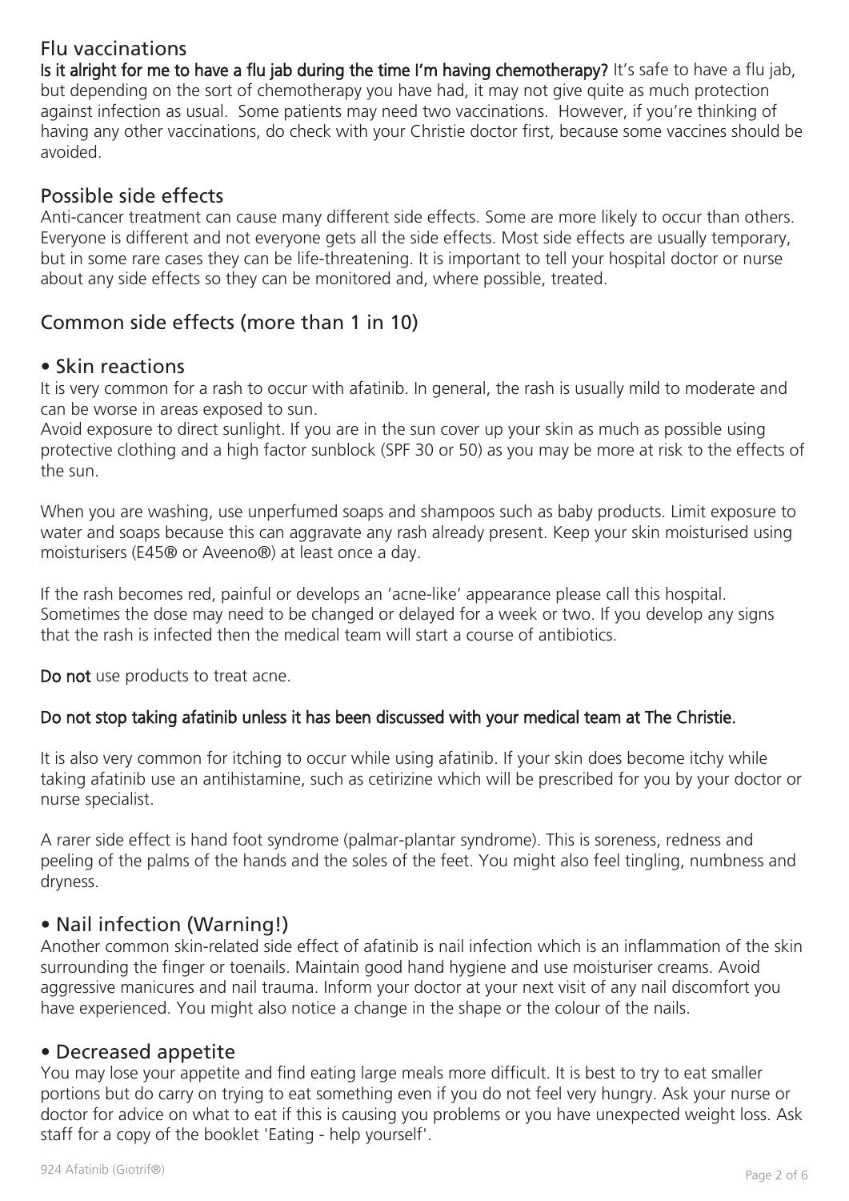## Flu vaccinations

**Is it alright for me to have a flu jab during the time I'm having chemotherapy?** It's safe to have a flu jab, but depending on the sort of chemotherapy you have had, it may not give quite as much protection against infection as usual. Some patients may need two vaccinations. However, if you're thinking of having any other vaccinations, do check with your Christie doctor first, because some vaccines should be avoided.

## Possible side effects

Anti-cancer treatment can cause many different side effects. Some are more likely to occur than others. Everyone is different and not everyone gets all the side effects. Most side effects are usually temporary, but in some rare cases they can be life-threatening. It is important to tell your hospital doctor or nurse about any side effects so they can be monitored and, where possible, treated.

## Common side effects (more than 1 in 10)

### • Skin reactions

It is very common for a rash to occur with afatinib. In general, the rash is usually mild to moderate and can be worse in areas exposed to sun.
Avoid exposure to direct sunlight. If you are in the sun cover up your skin as much as possible using protective clothing and a high factor sunblock (SPF 30 or 50) as you may be more at risk to the effects of the sun.

When you are washing, use unperfumed soaps and shampoos such as baby products. Limit exposure to water and soaps because this can aggravate any rash already present. Keep your skin moisturised using moisturisers (E45® or Aveeno®) at least once a day.

If the rash becomes red, painful or develops an 'acne-like' appearance please call this hospital. Sometimes the dose may need to be changed or delayed for a week or two. If you develop any signs that the rash is infected then the medical team will start a course of antibiotics.

**Do not** use products to treat acne.

**Do not stop taking afatinib unless it has been discussed with your medical team at The Christie.**

It is also very common for itching to occur while using afatinib. If your skin does become itchy while taking afatinib use an antihistamine, such as cetirizine which will be prescribed for you by your doctor or nurse specialist.

A rarer side effect is hand foot syndrome (palmar-plantar syndrome). This is soreness, redness and peeling of the palms of the hands and the soles of the feet. You might also feel tingling, numbness and dryness.

### • Nail infection (Warning!)

Another common skin-related side effect of afatinib is nail infection which is an inflammation of the skin surrounding the finger or toenails. Maintain good hand hygiene and use moisturiser creams. Avoid aggressive manicures and nail trauma. Inform your doctor at your next visit of any nail discomfort you have experienced. You might also notice a change in the shape or the colour of the nails.

### • Decreased appetite

You may lose your appetite and find eating large meals more difficult. It is best to try to eat smaller portions but do carry on trying to eat something even if you do not feel very hungry. Ask your nurse or doctor for advice on what to eat if this is causing you problems or you have unexpected weight loss. Ask staff for a copy of the booklet 'Eating - help yourself'.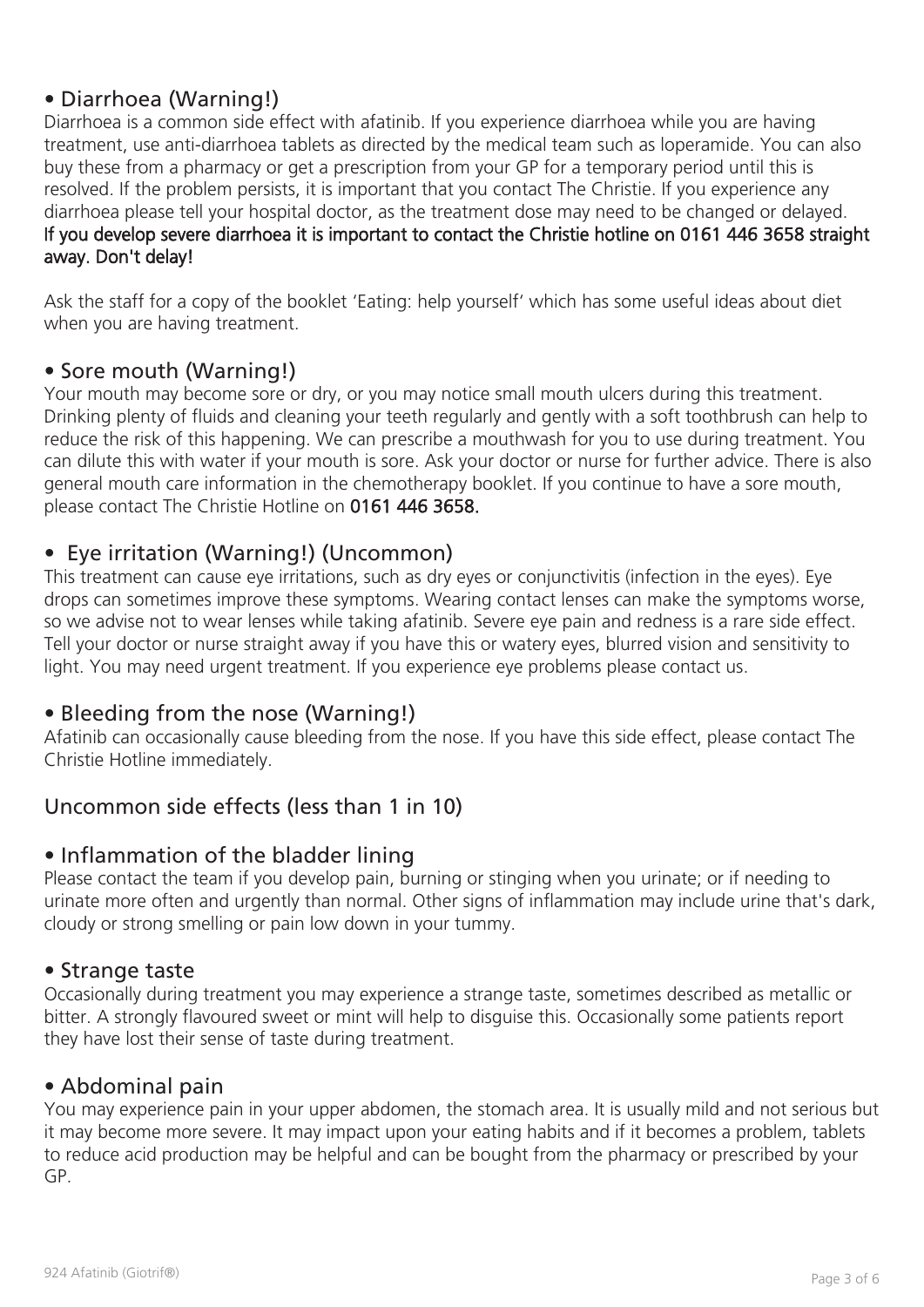### • Diarrhoea (Warning!)

Diarrhoea is a common side effect with afatinib. If you experience diarrhoea while you are having treatment, use anti-diarrhoea tablets as directed by the medical team such as loperamide. You can also buy these from a pharmacy or get a prescription from your GP for a temporary period until this is resolved. If the problem persists, it is important that you contact The Christie. If you experience any diarrhoea please tell your hospital doctor, as the treatment dose may need to be changed or delayed. **If you develop severe diarrhoea it is important to contact the Christie hotline on 0161 446 3658 straight away. Don't delay!**

Ask the staff for a copy of the booklet 'Eating: help yourself' which has some useful ideas about diet when you are having treatment.

### • Sore mouth (Warning!)

Your mouth may become sore or dry, or you may notice small mouth ulcers during this treatment. Drinking plenty of fluids and cleaning your teeth regularly and gently with a soft toothbrush can help to reduce the risk of this happening. We can prescribe a mouthwash for you to use during treatment. You can dilute this with water if your mouth is sore. Ask your doctor or nurse for further advice. There is also general mouth care information in the chemotherapy booklet. If you continue to have a sore mouth, please contact The Christie Hotline on **0161 446 3658.**

### • Eye irritation (Warning!) (Uncommon)

This treatment can cause eye irritations, such as dry eyes or conjunctivitis (infection in the eyes). Eye drops can sometimes improve these symptoms. Wearing contact lenses can make the symptoms worse, so we advise not to wear lenses while taking afatinib. Severe eye pain and redness is a rare side effect. Tell your doctor or nurse straight away if you have this or watery eyes, blurred vision and sensitivity to light. You may need urgent treatment. If you experience eye problems please contact us.

### • Bleeding from the nose (Warning!)

Afatinib can occasionally cause bleeding from the nose. If you have this side effect, please contact The Christie Hotline immediately.

## Uncommon side effects (less than 1 in 10)

### • Inflammation of the bladder lining

Please contact the team if you develop pain, burning or stinging when you urinate; or if needing to urinate more often and urgently than normal. Other signs of inflammation may include urine that's dark, cloudy or strong smelling or pain low down in your tummy.

### • Strange taste

Occasionally during treatment you may experience a strange taste, sometimes described as metallic or bitter. A strongly flavoured sweet or mint will help to disguise this. Occasionally some patients report they have lost their sense of taste during treatment.

### • Abdominal pain

You may experience pain in your upper abdomen, the stomach area. It is usually mild and not serious but it may become more severe. It may impact upon your eating habits and if it becomes a problem, tablets to reduce acid production may be helpful and can be bought from the pharmacy or prescribed by your GP.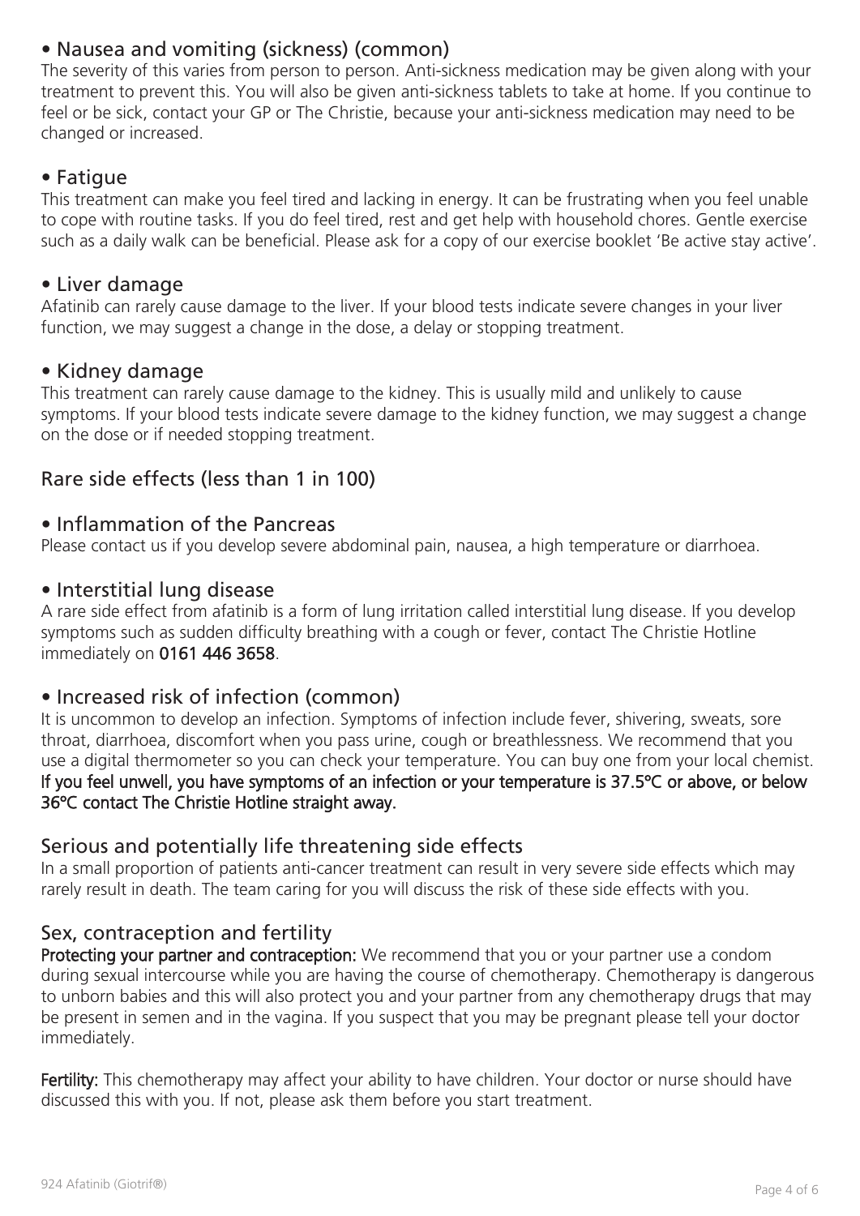### • Nausea and vomiting (sickness) (common)

The severity of this varies from person to person. Anti-sickness medication may be given along with your treatment to prevent this. You will also be given anti-sickness tablets to take at home. If you continue to feel or be sick, contact your GP or The Christie, because your anti-sickness medication may need to be changed or increased.

### • Fatigue

This treatment can make you feel tired and lacking in energy. It can be frustrating when you feel unable to cope with routine tasks. If you do feel tired, rest and get help with household chores. Gentle exercise such as a daily walk can be beneficial. Please ask for a copy of our exercise booklet 'Be active stay active'.

### • Liver damage

Afatinib can rarely cause damage to the liver. If your blood tests indicate severe changes in your liver function, we may suggest a change in the dose, a delay or stopping treatment.

### • Kidney damage

This treatment can rarely cause damage to the kidney. This is usually mild and unlikely to cause symptoms. If your blood tests indicate severe damage to the kidney function, we may suggest a change on the dose or if needed stopping treatment.

## Rare side effects (less than 1 in 100)

### • Inflammation of the Pancreas

Please contact us if you develop severe abdominal pain, nausea, a high temperature or diarrhoea.

### • Interstitial lung disease

A rare side effect from afatinib is a form of lung irritation called interstitial lung disease. If you develop symptoms such as sudden difficulty breathing with a cough or fever, contact The Christie Hotline immediately on **0161 446 3658**.

### • Increased risk of infection (common)

It is uncommon to develop an infection. Symptoms of infection include fever, shivering, sweats, sore throat, diarrhoea, discomfort when you pass urine, cough or breathlessness. We recommend that you use a digital thermometer so you can check your temperature. You can buy one from your local chemist. **If you feel unwell, you have symptoms of an infection or your temperature is 37.5ºC or above, or below 36ºC contact The Christie Hotline straight away.**

## Serious and potentially life threatening side effects

In a small proportion of patients anti-cancer treatment can result in very severe side effects which may rarely result in death. The team caring for you will discuss the risk of these side effects with you.

## Sex, contraception and fertility

**Protecting your partner and contraception:** We recommend that you or your partner use a condom during sexual intercourse while you are having the course of chemotherapy. Chemotherapy is dangerous to unborn babies and this will also protect you and your partner from any chemotherapy drugs that may be present in semen and in the vagina. If you suspect that you may be pregnant please tell your doctor immediately.

**Fertility:** This chemotherapy may affect your ability to have children. Your doctor or nurse should have discussed this with you. If not, please ask them before you start treatment.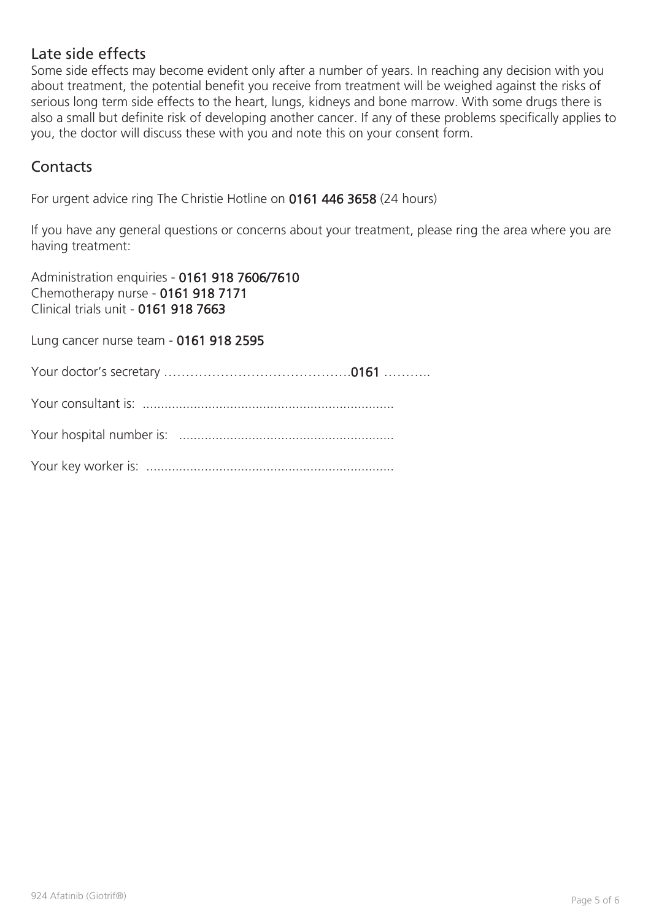## Late side effects

Some side effects may become evident only after a number of years. In reaching any decision with you about treatment, the potential benefit you receive from treatment will be weighed against the risks of serious long term side effects to the heart, lungs, kidneys and bone marrow. With some drugs there is also a small but definite risk of developing another cancer. If any of these problems specifically applies to you, the doctor will discuss these with you and note this on your consent form.

## Contacts

For urgent advice ring The Christie Hotline on **0161 446 3658** (24 hours)

If you have any general questions or concerns about your treatment, please ring the area where you are having treatment:

Administration enquiries - **0161 918 7606/7610**
Chemotherapy nurse - **0161 918 7171**
Clinical trials unit - **0161 918 7663**

Lung cancer nurse team - **0161 918 2595**

Your doctor's secretary …………………………………….**0161** ………..

Your consultant is: ....................................................................

Your hospital number is: ...........................................................

Your key worker is: ....................................................................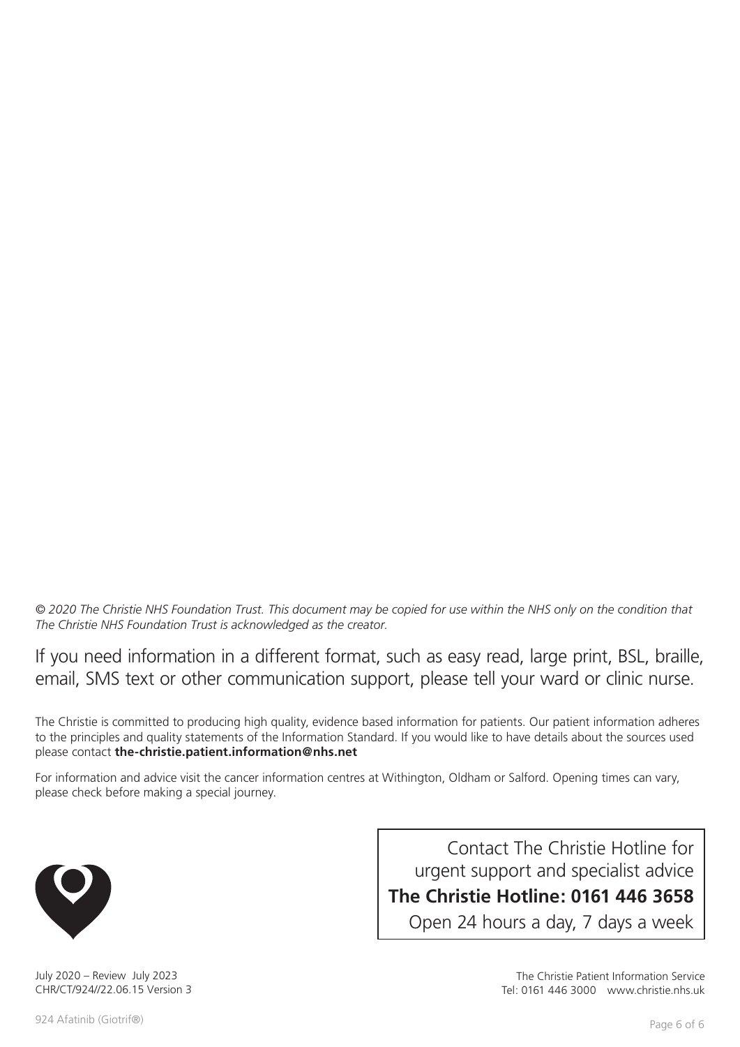*© 2020 The Christie NHS Foundation Trust. This document may be copied for use within the NHS only on the condition that The Christie NHS Foundation Trust is acknowledged as the creator.*

If you need information in a different format, such as easy read, large print, BSL, braille, email, SMS text or other communication support, please tell your ward or clinic nurse.

The Christie is committed to producing high quality, evidence based information for patients. Our patient information adheres to the principles and quality statements of the Information Standard. If you would like to have details about the sources used please contact **the-christie.patient.information@nhs.net**

For information and advice visit the cancer information centres at Withington, Oldham or Salford. Opening times can vary, please check before making a special journey.

Contact The Christie Hotline for urgent support and specialist advice

**The Christie Hotline: 0161 446 3658**

Open 24 hours a day, 7 days a week

July 2020 – Review July 2023
CHR/CT/924//22.06.15 Version 3

The Christie Patient Information Service
Tel: 0161 446 3000 www.christie.nhs.uk

924 Afatinib (Giotrif®)